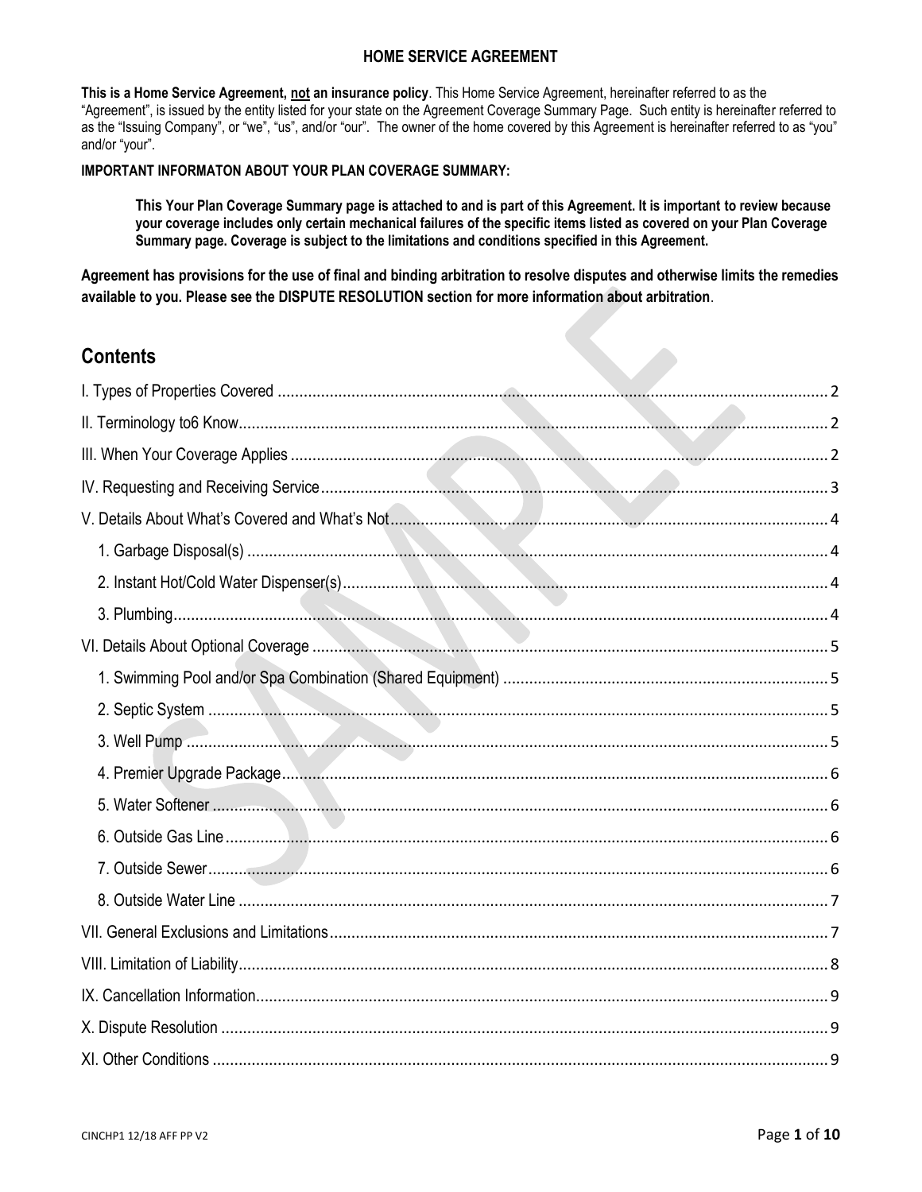# HOME SERVICE AGREEMENT

**This is a Home Service Agreement, <u>not</u> an insurance policy**. This Home Service Agreement, hereinafter referred to as the "Agreement", is issued by the entity listed for your state on the Agreement Coverage Summary Page. Such entity is hereinafter referred to as the "Issuing Company", or "we", "us", and/or "our". The owner of the home covered by this Agreement is hereinafter referred to as "you" and/or "your".

**IMPORTANT INFORMATON ABOUT YOUR PLAN COVERAGE SUMMARY:**

> **This Your Plan Coverage Summary page is attached to and is part of this Agreement. It is important to review because your coverage includes only certain mechanical failures of the specific items listed as covered on your Plan Coverage Summary page. Coverage is subject to the limitations and conditions specified in this Agreement.**

**Agreement has provisions for the use of final and binding arbitration to resolve disputes and otherwise limits the remedies available to you. Please see the DISPUTE RESOLUTION section for more information about arbitration**.

## Contents

- I. Types of Properties Covered ..... 2
- II. Terminology to6 Know..... 2
- III. When Your Coverage Applies ..... 2
- IV. Requesting and Receiving Service..... 3
- V. Details About What's Covered and What's Not..... 4
  - 1. Garbage Disposal(s) ..... 4
  - 2. Instant Hot/Cold Water Dispenser(s)..... 4
  - 3. Plumbing..... 4
- VI. Details About Optional Coverage ..... 5
  - 1. Swimming Pool and/or Spa Combination (Shared Equipment) ..... 5
  - 2. Septic System ..... 5
  - 3. Well Pump ..... 5
  - 4. Premier Upgrade Package..... 6
  - 5. Water Softener ..... 6
  - 6. Outside Gas Line..... 6
  - 7. Outside Sewer..... 6
  - 8. Outside Water Line ..... 7
- VII. General Exclusions and Limitations..... 7
- VIII. Limitation of Liability..... 8
- IX. Cancellation Information..... 9
- X. Dispute Resolution ..... 9
- XI. Other Conditions ..... 9

CINCHP1 12/18 AFF PP V2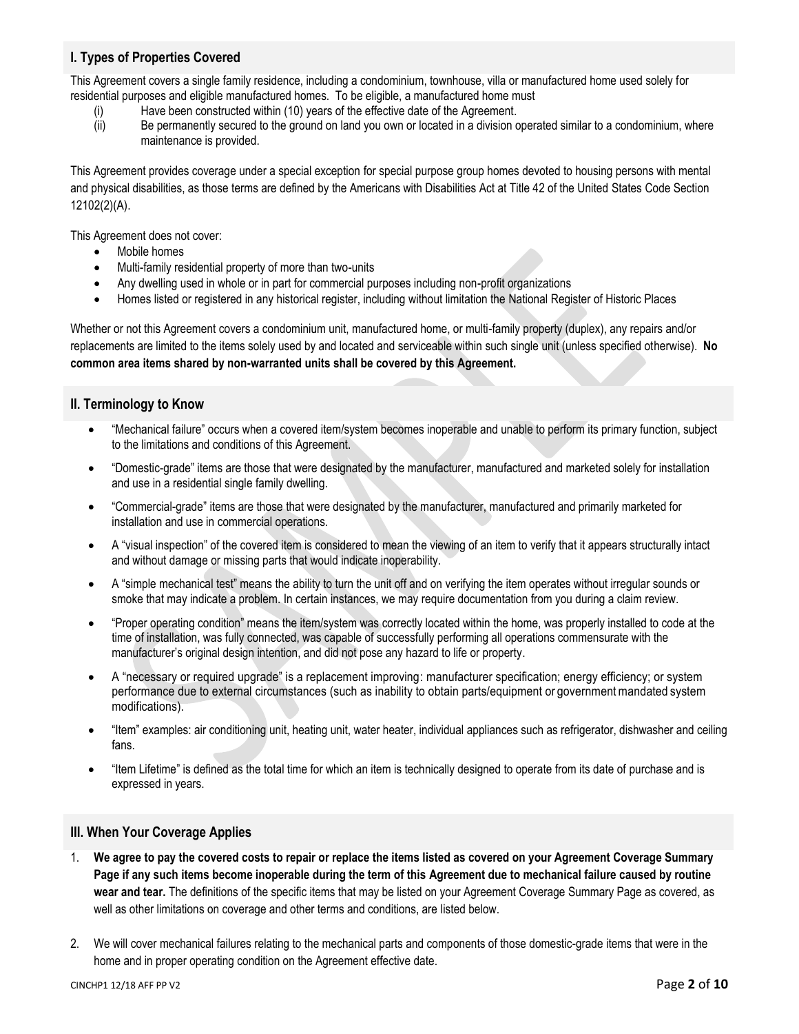## I. Types of Properties Covered

This Agreement covers a single family residence, including a condominium, townhouse, villa or manufactured home used solely for residential purposes and eligible manufactured homes. To be eligible, a manufactured home must

(i) Have been constructed within (10) years of the effective date of the Agreement.

(ii) Be permanently secured to the ground on land you own or located in a division operated similar to a condominium, where maintenance is provided.

This Agreement provides coverage under a special exception for special purpose group homes devoted to housing persons with mental and physical disabilities, as those terms are defined by the Americans with Disabilities Act at Title 42 of the United States Code Section 12102(2)(A).

This Agreement does not cover:

- Mobile homes
- Multi-family residential property of more than two-units
- Any dwelling used in whole or in part for commercial purposes including non-profit organizations
- Homes listed or registered in any historical register, including without limitation the National Register of Historic Places

Whether or not this Agreement covers a condominium unit, manufactured home, or multi-family property (duplex), any repairs and/or replacements are limited to the items solely used by and located and serviceable within such single unit (unless specified otherwise). **No common area items shared by non-warranted units shall be covered by this Agreement.**

## II. Terminology to Know

- "Mechanical failure" occurs when a covered item/system becomes inoperable and unable to perform its primary function, subject to the limitations and conditions of this Agreement.
- "Domestic-grade" items are those that were designated by the manufacturer, manufactured and marketed solely for installation and use in a residential single family dwelling.
- "Commercial-grade" items are those that were designated by the manufacturer, manufactured and primarily marketed for installation and use in commercial operations.
- A "visual inspection" of the covered item is considered to mean the viewing of an item to verify that it appears structurally intact and without damage or missing parts that would indicate inoperability.
- A "simple mechanical test" means the ability to turn the unit off and on verifying the item operates without irregular sounds or smoke that may indicate a problem. In certain instances, we may require documentation from you during a claim review.
- "Proper operating condition" means the item/system was correctly located within the home, was properly installed to code at the time of installation, was fully connected, was capable of successfully performing all operations commensurate with the manufacturer's original design intention, and did not pose any hazard to life or property.
- A "necessary or required upgrade" is a replacement improving: manufacturer specification; energy efficiency; or system performance due to external circumstances (such as inability to obtain parts/equipment or government mandated system modifications).
- "Item" examples: air conditioning unit, heating unit, water heater, individual appliances such as refrigerator, dishwasher and ceiling fans.
- "Item Lifetime" is defined as the total time for which an item is technically designed to operate from its date of purchase and is expressed in years.

## III. When Your Coverage Applies

1. **We agree to pay the covered costs to repair or replace the items listed as covered on your Agreement Coverage Summary Page if any such items become inoperable during the term of this Agreement due to mechanical failure caused by routine wear and tear.** The definitions of the specific items that may be listed on your Agreement Coverage Summary Page as covered, as well as other limitations on coverage and other terms and conditions, are listed below.
2. We will cover mechanical failures relating to the mechanical parts and components of those domestic-grade items that were in the home and in proper operating condition on the Agreement effective date.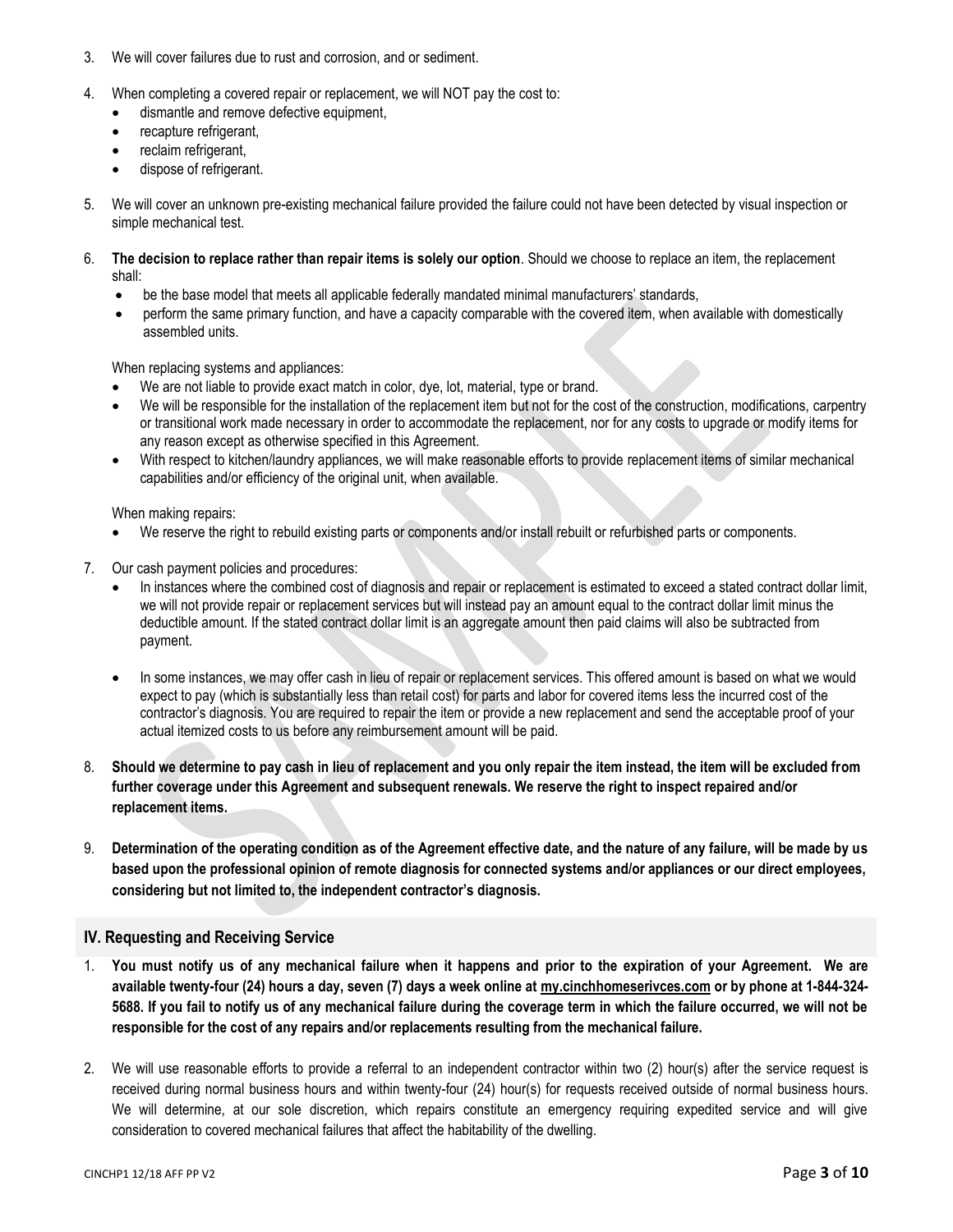3. We will cover failures due to rust and corrosion, and or sediment.

4. When completing a covered repair or replacement, we will NOT pay the cost to:
   - dismantle and remove defective equipment,
   - recapture refrigerant,
   - reclaim refrigerant,
   - dispose of refrigerant.

5. We will cover an unknown pre-existing mechanical failure provided the failure could not have been detected by visual inspection or simple mechanical test.

6. **The decision to replace rather than repair items is solely our option**. Should we choose to replace an item, the replacement shall:
   - be the base model that meets all applicable federally mandated minimal manufacturers' standards,
   - perform the same primary function, and have a capacity comparable with the covered item, when available with domestically assembled units.

   When replacing systems and appliances:
   - We are not liable to provide exact match in color, dye, lot, material, type or brand.
   - We will be responsible for the installation of the replacement item but not for the cost of the construction, modifications, carpentry or transitional work made necessary in order to accommodate the replacement, nor for any costs to upgrade or modify items for any reason except as otherwise specified in this Agreement.
   - With respect to kitchen/laundry appliances, we will make reasonable efforts to provide replacement items of similar mechanical capabilities and/or efficiency of the original unit, when available.

   When making repairs:
   - We reserve the right to rebuild existing parts or components and/or install rebuilt or refurbished parts or components.

7. Our cash payment policies and procedures:
   - In instances where the combined cost of diagnosis and repair or replacement is estimated to exceed a stated contract dollar limit, we will not provide repair or replacement services but will instead pay an amount equal to the contract dollar limit minus the deductible amount. If the stated contract dollar limit is an aggregate amount then paid claims will also be subtracted from payment.
   - In some instances, we may offer cash in lieu of repair or replacement services. This offered amount is based on what we would expect to pay (which is substantially less than retail cost) for parts and labor for covered items less the incurred cost of the contractor's diagnosis. You are required to repair the item or provide a new replacement and send the acceptable proof of your actual itemized costs to us before any reimbursement amount will be paid.

8. **Should we determine to pay cash in lieu of replacement and you only repair the item instead, the item will be excluded from further coverage under this Agreement and subsequent renewals. We reserve the right to inspect repaired and/or replacement items.**

9. **Determination of the operating condition as of the Agreement effective date, and the nature of any failure, will be made by us based upon the professional opinion of remote diagnosis for connected systems and/or appliances or our direct employees, considering but not limited to, the independent contractor's diagnosis.**

## IV. Requesting and Receiving Service

1. **You must notify us of any mechanical failure when it happens and prior to the expiration of your Agreement. We are available twenty-four (24) hours a day, seven (7) days a week online at my.cinchhomeserivces.com or by phone at 1-844-324-5688. If you fail to notify us of any mechanical failure during the coverage term in which the failure occurred, we will not be responsible for the cost of any repairs and/or replacements resulting from the mechanical failure.**

2. We will use reasonable efforts to provide a referral to an independent contractor within two (2) hour(s) after the service request is received during normal business hours and within twenty-four (24) hour(s) for requests received outside of normal business hours. We will determine, at our sole discretion, which repairs constitute an emergency requiring expedited service and will give consideration to covered mechanical failures that affect the habitability of the dwelling.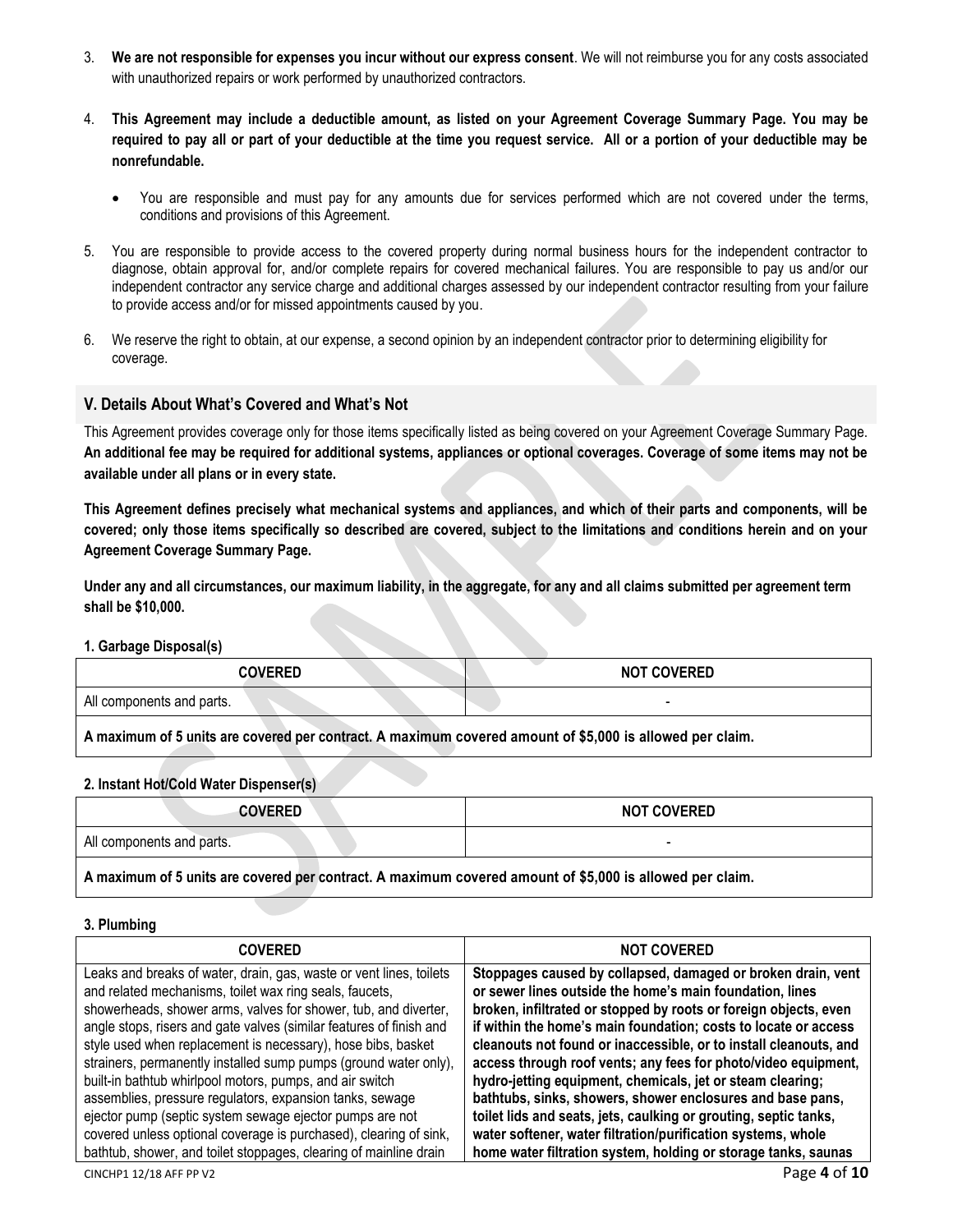3. **We are not responsible for expenses you incur without our express consent**. We will not reimburse you for any costs associated with unauthorized repairs or work performed by unauthorized contractors.

4. **This Agreement may include a deductible amount, as listed on your Agreement Coverage Summary Page. You may be required to pay all or part of your deductible at the time you request service. All or a portion of your deductible may be nonrefundable.**

   - You are responsible and must pay for any amounts due for services performed which are not covered under the terms, conditions and provisions of this Agreement.

5. You are responsible to provide access to the covered property during normal business hours for the independent contractor to diagnose, obtain approval for, and/or complete repairs for covered mechanical failures. You are responsible to pay us and/or our independent contractor any service charge and additional charges assessed by our independent contractor resulting from your failure to provide access and/or for missed appointments caused by you.

6. We reserve the right to obtain, at our expense, a second opinion by an independent contractor prior to determining eligibility for coverage.

## V. Details About What's Covered and What's Not

This Agreement provides coverage only for those items specifically listed as being covered on your Agreement Coverage Summary Page. **An additional fee may be required for additional systems, appliances or optional coverages. Coverage of some items may not be available under all plans or in every state.**

**This Agreement defines precisely what mechanical systems and appliances, and which of their parts and components, will be covered; only those items specifically so described are covered, subject to the limitations and conditions herein and on your Agreement Coverage Summary Page.**

**Under any and all circumstances, our maximum liability, in the aggregate, for any and all claims submitted per agreement term shall be $10,000.**

### 1. Garbage Disposal(s)

| COVERED | NOT COVERED |
|---|---|
| All components and parts. | - |
| **A maximum of 5 units are covered per contract. A maximum covered amount of $5,000 is allowed per claim.** | |

### 2. Instant Hot/Cold Water Dispenser(s)

| COVERED | NOT COVERED |
|---|---|
| All components and parts. | - |
| **A maximum of 5 units are covered per contract. A maximum covered amount of $5,000 is allowed per claim.** | |

### 3. Plumbing

| COVERED | NOT COVERED |
|---|---|
| Leaks and breaks of water, drain, gas, waste or vent lines, toilets and related mechanisms, toilet wax ring seals, faucets, showerheads, shower arms, valves for shower, tub, and diverter, angle stops, risers and gate valves (similar features of finish and style used when replacement is necessary), hose bibs, basket strainers, permanently installed sump pumps (ground water only), built-in bathtub whirlpool motors, pumps, and air switch assemblies, pressure regulators, expansion tanks, sewage ejector pump (septic system sewage ejector pumps are not covered unless optional coverage is purchased), clearing of sink, bathtub, shower, and toilet stoppages, clearing of mainline drain | **Stoppages caused by collapsed, damaged or broken drain, vent or sewer lines outside the home's main foundation, lines broken, infiltrated or stopped by roots or foreign objects, even if within the home's main foundation; costs to locate or access cleanouts not found or inaccessible, or to install cleanouts, and access through roof vents; any fees for photo/video equipment, hydro-jetting equipment, chemicals, jet or steam clearing; bathtubs, sinks, showers, shower enclosures and base pans, toilet lids and seats, jets, caulking or grouting, septic tanks, water softener, water filtration/purification systems, whole home water filtration system, holding or storage tanks, saunas** |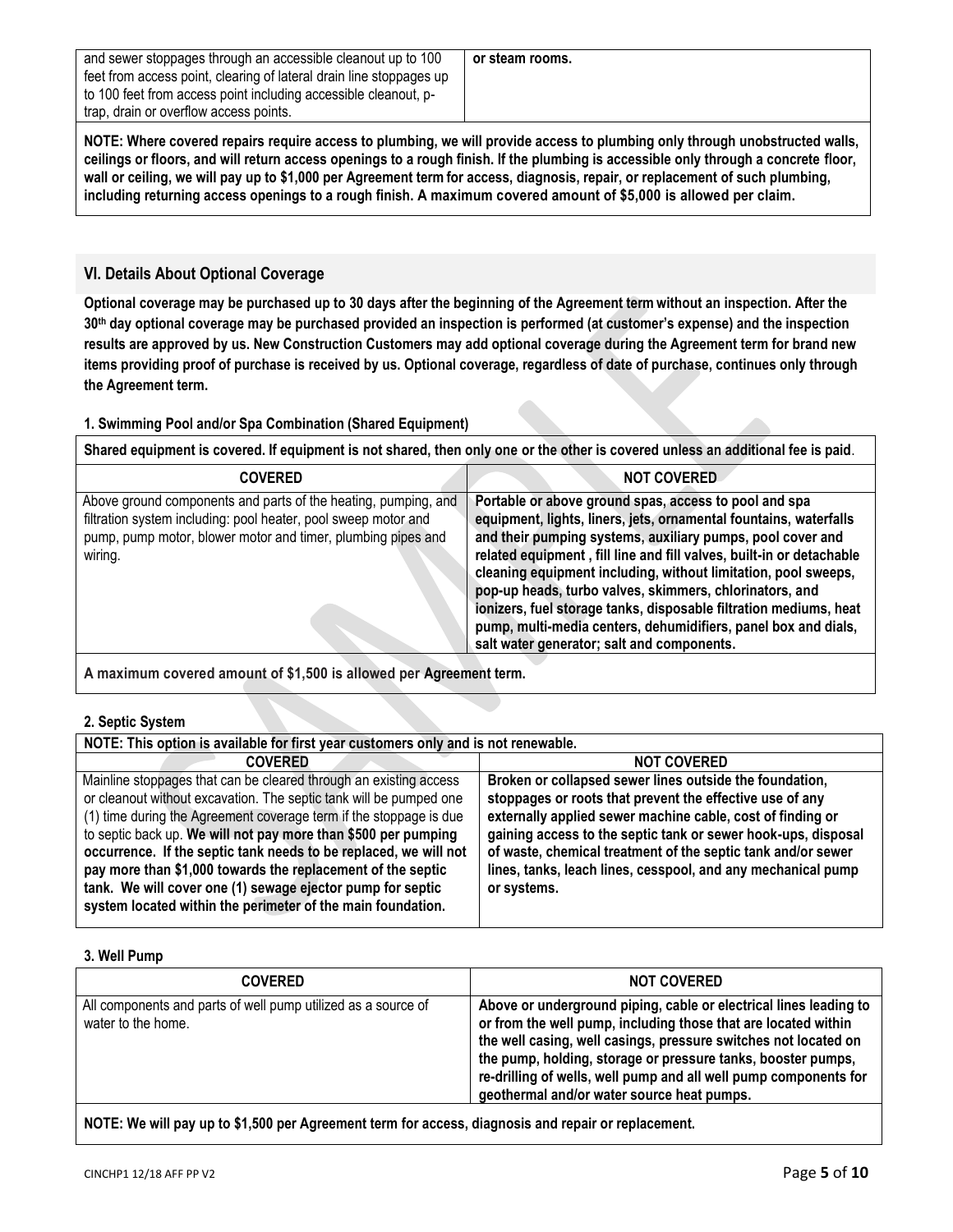| | |
|---|---|
| and sewer stoppages through an accessible cleanout up to 100 feet from access point, clearing of lateral drain line stoppages up to 100 feet from access point including accessible cleanout, p-trap, drain or overflow access points. | **or steam rooms.** |

**NOTE: Where covered repairs require access to plumbing, we will provide access to plumbing only through unobstructed walls, ceilings or floors, and will return access openings to a rough finish. If the plumbing is accessible only through a concrete floor, wall or ceiling, we will pay up to $1,000 per Agreement term for access, diagnosis, repair, or replacement of such plumbing, including returning access openings to a rough finish. A maximum covered amount of $5,000 is allowed per claim.**

## VI. Details About Optional Coverage

**Optional coverage may be purchased up to 30 days after the beginning of the Agreement term without an inspection. After the 30th day optional coverage may be purchased provided an inspection is performed (at customer's expense) and the inspection results are approved by us. New Construction Customers may add optional coverage during the Agreement term for brand new items providing proof of purchase is received by us. Optional coverage, regardless of date of purchase, continues only through the Agreement term.**

### 1. Swimming Pool and/or Spa Combination (Shared Equipment)

**Shared equipment is covered. If equipment is not shared, then only one or the other is covered unless an additional fee is paid.**

| COVERED | NOT COVERED |
|---|---|
| Above ground components and parts of the heating, pumping, and filtration system including: pool heater, pool sweep motor and pump, pump motor, blower motor and timer, plumbing pipes and wiring. | **Portable or above ground spas, access to pool and spa equipment, lights, liners, jets, ornamental fountains, waterfalls and their pumping systems, auxiliary pumps, pool cover and related equipment , fill line and fill valves, built-in or detachable cleaning equipment including, without limitation, pool sweeps, pop-up heads, turbo valves, skimmers, chlorinators, and ionizers, fuel storage tanks, disposable filtration mediums, heat pump, multi-media centers, dehumidifiers, panel box and dials, salt water generator; salt and components.** |

**A maximum covered amount of $1,500 is allowed per Agreement term.**

### 2. Septic System

**NOTE: This option is available for first year customers only and is not renewable.**

| COVERED | NOT COVERED |
|---|---|
| Mainline stoppages that can be cleared through an existing access or cleanout without excavation. The septic tank will be pumped one (1) time during the Agreement coverage term if the stoppage is due to septic back up. **We will not pay more than $500 per pumping occurrence. If the septic tank needs to be replaced, we will not pay more than $1,000 towards the replacement of the septic tank. We will cover one (1) sewage ejector pump for septic system located within the perimeter of the main foundation.** | **Broken or collapsed sewer lines outside the foundation, stoppages or roots that prevent the effective use of any externally applied sewer machine cable, cost of finding or gaining access to the septic tank or sewer hook-ups, disposal of waste, chemical treatment of the septic tank and/or sewer lines, tanks, leach lines, cesspool, and any mechanical pump or systems.** |

### 3. Well Pump

| COVERED | NOT COVERED |
|---|---|
| All components and parts of well pump utilized as a source of water to the home. | **Above or underground piping, cable or electrical lines leading to or from the well pump, including those that are located within the well casing, well casings, pressure switches not located on the pump, holding, storage or pressure tanks, booster pumps, re-drilling of wells, well pump and all well pump components for geothermal and/or water source heat pumps.** |

**NOTE: We will pay up to $1,500 per Agreement term for access, diagnosis and repair or replacement.**

CINCHP1 12/18 AFF PP V2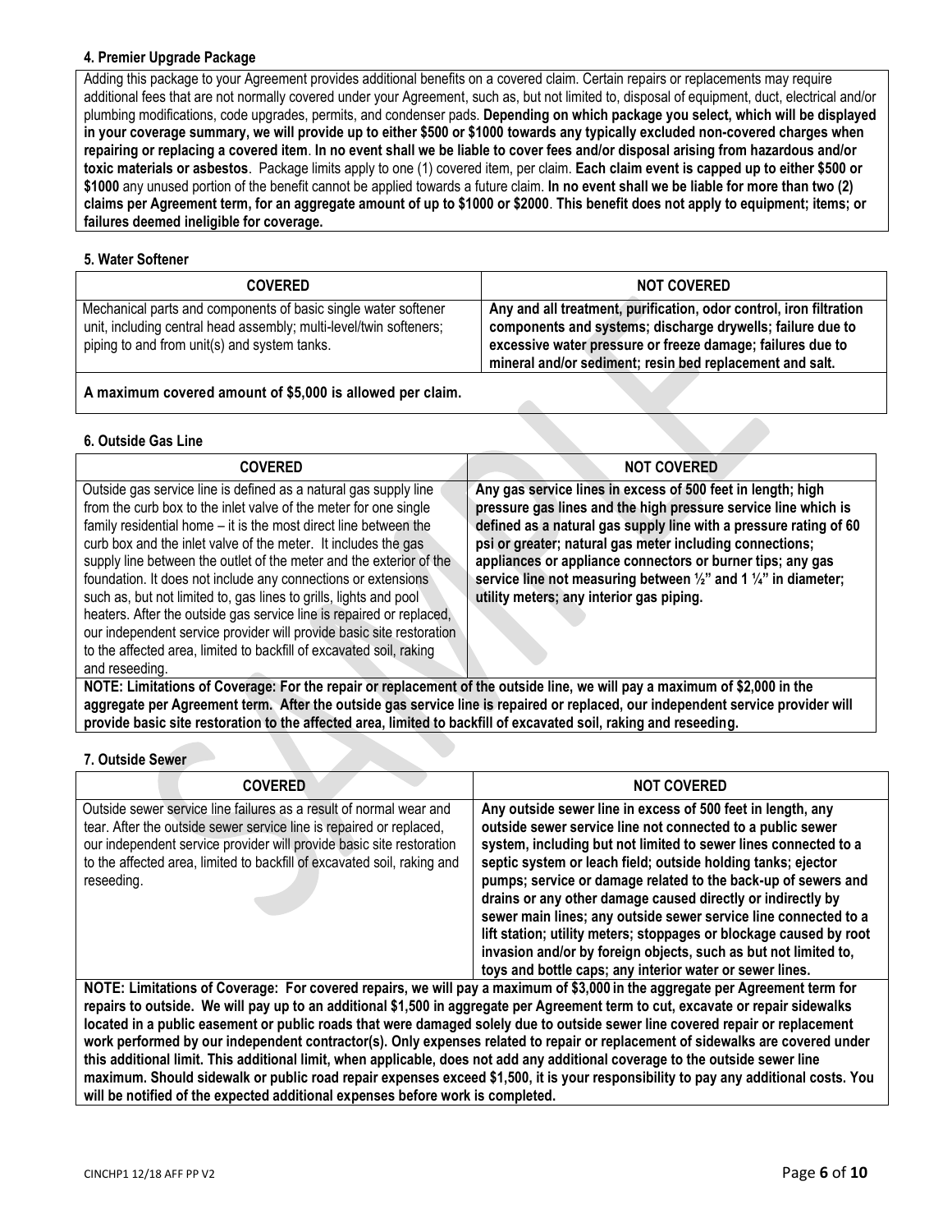#### 4. Premier Upgrade Package

Adding this package to your Agreement provides additional benefits on a covered claim. Certain repairs or replacements may require additional fees that are not normally covered under your Agreement, such as, but not limited to, disposal of equipment, duct, electrical and/or plumbing modifications, code upgrades, permits, and condenser pads. **Depending on which package you select, which will be displayed in your coverage summary, we will provide up to either $500 or $1000 towards any typically excluded non-covered charges when repairing or replacing a covered item**. **In no event shall we be liable to cover fees and/or disposal arising from hazardous and/or toxic materials or asbestos**. Package limits apply to one (1) covered item, per claim. **Each claim event is capped up to either $500 or $1000** any unused portion of the benefit cannot be applied towards a future claim. **In no event shall we be liable for more than two (2) claims per Agreement term, for an aggregate amount of up to $1000 or $2000**. **This benefit does not apply to equipment; items; or failures deemed ineligible for coverage.**

#### 5. Water Softener

| COVERED | NOT COVERED |
| --- | --- |
| Mechanical parts and components of basic single water softener unit, including central head assembly; multi-level/twin softeners; piping to and from unit(s) and system tanks. | **Any and all treatment, purification, odor control, iron filtration components and systems; discharge drywells; failure due to excessive water pressure or freeze damage; failures due to mineral and/or sediment; resin bed replacement and salt.** |

**A maximum covered amount of $5,000 is allowed per claim.**

#### 6. Outside Gas Line

| COVERED | NOT COVERED |
| --- | --- |
| Outside gas service line is defined as a natural gas supply line from the curb box to the inlet valve of the meter for one single family residential home – it is the most direct line between the curb box and the inlet valve of the meter. It includes the gas supply line between the outlet of the meter and the exterior of the foundation. It does not include any connections or extensions such as, but not limited to, gas lines to grills, lights and pool heaters. After the outside gas service line is repaired or replaced, our independent service provider will provide basic site restoration to the affected area, limited to backfill of excavated soil, raking and reseeding. | **Any gas service lines in excess of 500 feet in length; high pressure gas lines and the high pressure service line which is defined as a natural gas supply line with a pressure rating of 60 psi or greater; natural gas meter including connections; appliances or appliance connectors or burner tips; any gas service line not measuring between ½" and 1 ¼" in diameter; utility meters; any interior gas piping.** |

**NOTE: Limitations of Coverage: For the repair or replacement of the outside line, we will pay a maximum of $2,000 in the aggregate per Agreement term. After the outside gas service line is repaired or replaced, our independent service provider will provide basic site restoration to the affected area, limited to backfill of excavated soil, raking and reseeding.**

#### 7. Outside Sewer

| COVERED | NOT COVERED |
| --- | --- |
| Outside sewer service line failures as a result of normal wear and tear. After the outside sewer service line is repaired or replaced, our independent service provider will provide basic site restoration to the affected area, limited to backfill of excavated soil, raking and reseeding. | **Any outside sewer line in excess of 500 feet in length, any outside sewer service line not connected to a public sewer system, including but not limited to sewer lines connected to a septic system or leach field; outside holding tanks; ejector pumps; service or damage related to the back-up of sewers and drains or any other damage caused directly or indirectly by sewer main lines; any outside sewer service line connected to a lift station; utility meters; stoppages or blockage caused by root invasion and/or by foreign objects, such as but not limited to, toys and bottle caps; any interior water or sewer lines.** |

**NOTE: Limitations of Coverage: For covered repairs, we will pay a maximum of $3,000 in the aggregate per Agreement term for repairs to outside. We will pay up to an additional $1,500 in aggregate per Agreement term to cut, excavate or repair sidewalks located in a public easement or public roads that were damaged solely due to outside sewer line covered repair or replacement work performed by our independent contractor(s). Only expenses related to repair or replacement of sidewalks are covered under this additional limit. This additional limit, when applicable, does not add any additional coverage to the outside sewer line maximum. Should sidewalk or public road repair expenses exceed $1,500, it is your responsibility to pay any additional costs. You will be notified of the expected additional expenses before work is completed.**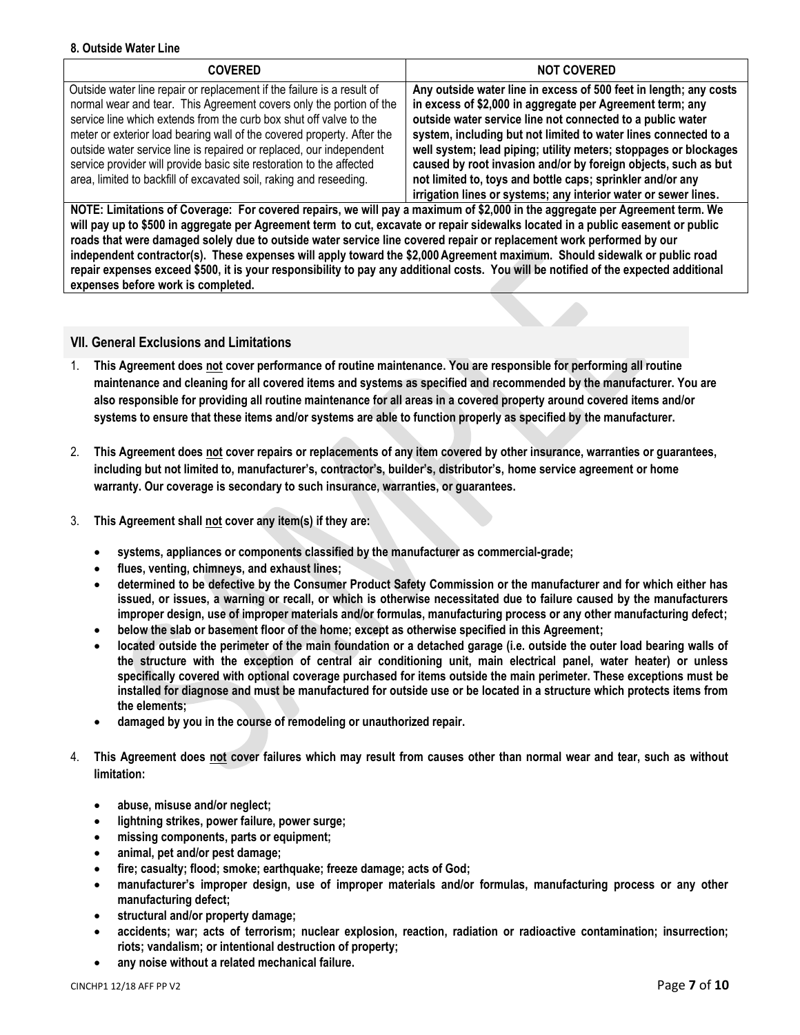**8. Outside Water Line**

| COVERED | NOT COVERED |
| --- | --- |
| Outside water line repair or replacement if the failure is a result of normal wear and tear. This Agreement covers only the portion of the service line which extends from the curb box shut off valve to the meter or exterior load bearing wall of the covered property. After the outside water service line is repaired or replaced, our independent service provider will provide basic site restoration to the affected area, limited to backfill of excavated soil, raking and reseeding. | **Any outside water line in excess of 500 feet in length; any costs in excess of $2,000 in aggregate per Agreement term; any outside water service line not connected to a public water system, including but not limited to water lines connected to a well system; lead piping; utility meters; stoppages or blockages caused by root invasion and/or by foreign objects, such as but not limited to, toys and bottle caps; sprinkler and/or any irrigation lines or systems; any interior water or sewer lines.** |

**NOTE: Limitations of Coverage: For covered repairs, we will pay a maximum of $2,000 in the aggregate per Agreement term. We will pay up to $500 in aggregate per Agreement term to cut, excavate or repair sidewalks located in a public easement or public roads that were damaged solely due to outside water service line covered repair or replacement work performed by our independent contractor(s). These expenses will apply toward the $2,000 Agreement maximum. Should sidewalk or public road repair expenses exceed $500, it is your responsibility to pay any additional costs. You will be notified of the expected additional expenses before work is completed.**

## VII. General Exclusions and Limitations

1. **This Agreement does not cover performance of routine maintenance. You are responsible for performing all routine maintenance and cleaning for all covered items and systems as specified and recommended by the manufacturer. You are also responsible for providing all routine maintenance for all areas in a covered property around covered items and/or systems to ensure that these items and/or systems are able to function properly as specified by the manufacturer.**

2. **This Agreement does not cover repairs or replacements of any item covered by other insurance, warranties or guarantees, including but not limited to, manufacturer's, contractor's, builder's, distributor's, home service agreement or home warranty. Our coverage is secondary to such insurance, warranties, or guarantees.**

3. **This Agreement shall not cover any item(s) if they are:**
   - **systems, appliances or components classified by the manufacturer as commercial-grade;**
   - **flues, venting, chimneys, and exhaust lines;**
   - **determined to be defective by the Consumer Product Safety Commission or the manufacturer and for which either has issued, or issues, a warning or recall, or which is otherwise necessitated due to failure caused by the manufacturers improper design, use of improper materials and/or formulas, manufacturing process or any other manufacturing defect;**
   - **below the slab or basement floor of the home; except as otherwise specified in this Agreement;**
   - **located outside the perimeter of the main foundation or a detached garage (i.e. outside the outer load bearing walls of the structure with the exception of central air conditioning unit, main electrical panel, water heater) or unless specifically covered with optional coverage purchased for items outside the main perimeter. These exceptions must be installed for diagnose and must be manufactured for outside use or be located in a structure which protects items from the elements;**
   - **damaged by you in the course of remodeling or unauthorized repair.**

4. **This Agreement does not cover failures which may result from causes other than normal wear and tear, such as without limitation:**
   - **abuse, misuse and/or neglect;**
   - **lightning strikes, power failure, power surge;**
   - **missing components, parts or equipment;**
   - **animal, pet and/or pest damage;**
   - **fire; casualty; flood; smoke; earthquake; freeze damage; acts of God;**
   - **manufacturer's improper design, use of improper materials and/or formulas, manufacturing process or any other manufacturing defect;**
   - **structural and/or property damage;**
   - **accidents; war; acts of terrorism; nuclear explosion, reaction, radiation or radioactive contamination; insurrection; riots; vandalism; or intentional destruction of property;**
   - **any noise without a related mechanical failure.**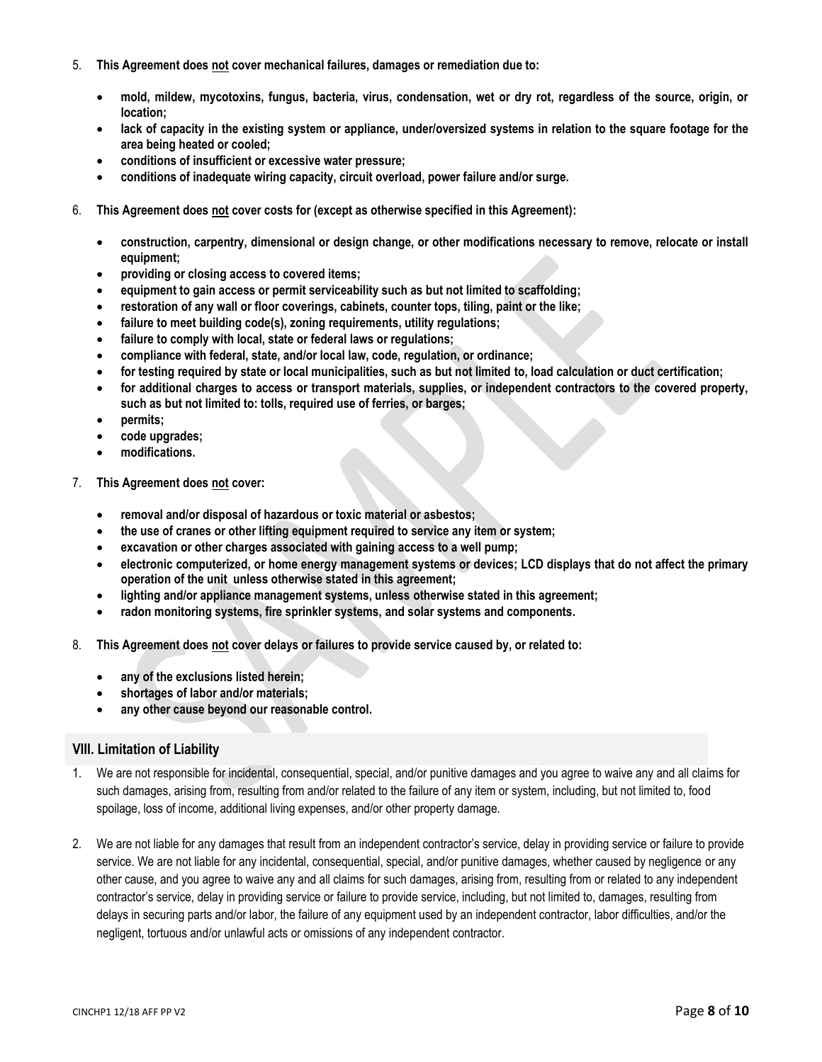5. **This Agreement does <u>not</u> cover mechanical failures, damages or remediation due to:**

   - **mold, mildew, mycotoxins, fungus, bacteria, virus, condensation, wet or dry rot, regardless of the source, origin, or location;**
   - **lack of capacity in the existing system or appliance, under/oversized systems in relation to the square footage for the area being heated or cooled;**
   - **conditions of insufficient or excessive water pressure;**
   - **conditions of inadequate wiring capacity, circuit overload, power failure and/or surge.**

6. **This Agreement does <u>not</u> cover costs for (except as otherwise specified in this Agreement):**

   - **construction, carpentry, dimensional or design change, or other modifications necessary to remove, relocate or install equipment;**
   - **providing or closing access to covered items;**
   - **equipment to gain access or permit serviceability such as but not limited to scaffolding;**
   - **restoration of any wall or floor coverings, cabinets, counter tops, tiling, paint or the like;**
   - **failure to meet building code(s), zoning requirements, utility regulations;**
   - **failure to comply with local, state or federal laws or regulations;**
   - **compliance with federal, state, and/or local law, code, regulation, or ordinance;**
   - **for testing required by state or local municipalities, such as but not limited to, load calculation or duct certification;**
   - **for additional charges to access or transport materials, supplies, or independent contractors to the covered property, such as but not limited to: tolls, required use of ferries, or barges;**
   - **permits;**
   - **code upgrades;**
   - **modifications.**

7. **This Agreement does <u>not</u> cover:**

   - **removal and/or disposal of hazardous or toxic material or asbestos;**
   - **the use of cranes or other lifting equipment required to service any item or system;**
   - **excavation or other charges associated with gaining access to a well pump;**
   - **electronic computerized, or home energy management systems or devices; LCD displays that do not affect the primary operation of the unit unless otherwise stated in this agreement;**
   - **lighting and/or appliance management systems, unless otherwise stated in this agreement;**
   - **radon monitoring systems, fire sprinkler systems, and solar systems and components.**

8. **This Agreement does <u>not</u> cover delays or failures to provide service caused by, or related to:**

   - **any of the exclusions listed herein;**
   - **shortages of labor and/or materials;**
   - **any other cause beyond our reasonable control.**

## VIII. Limitation of Liability

1. We are not responsible for incidental, consequential, special, and/or punitive damages and you agree to waive any and all claims for such damages, arising from, resulting from and/or related to the failure of any item or system, including, but not limited to, food spoilage, loss of income, additional living expenses, and/or other property damage.

2. We are not liable for any damages that result from an independent contractor's service, delay in providing service or failure to provide service. We are not liable for any incidental, consequential, special, and/or punitive damages, whether caused by negligence or any other cause, and you agree to waive any and all claims for such damages, arising from, resulting from or related to any independent contractor's service, delay in providing service or failure to provide service, including, but not limited to, damages, resulting from delays in securing parts and/or labor, the failure of any equipment used by an independent contractor, labor difficulties, and/or the negligent, tortuous and/or unlawful acts or omissions of any independent contractor.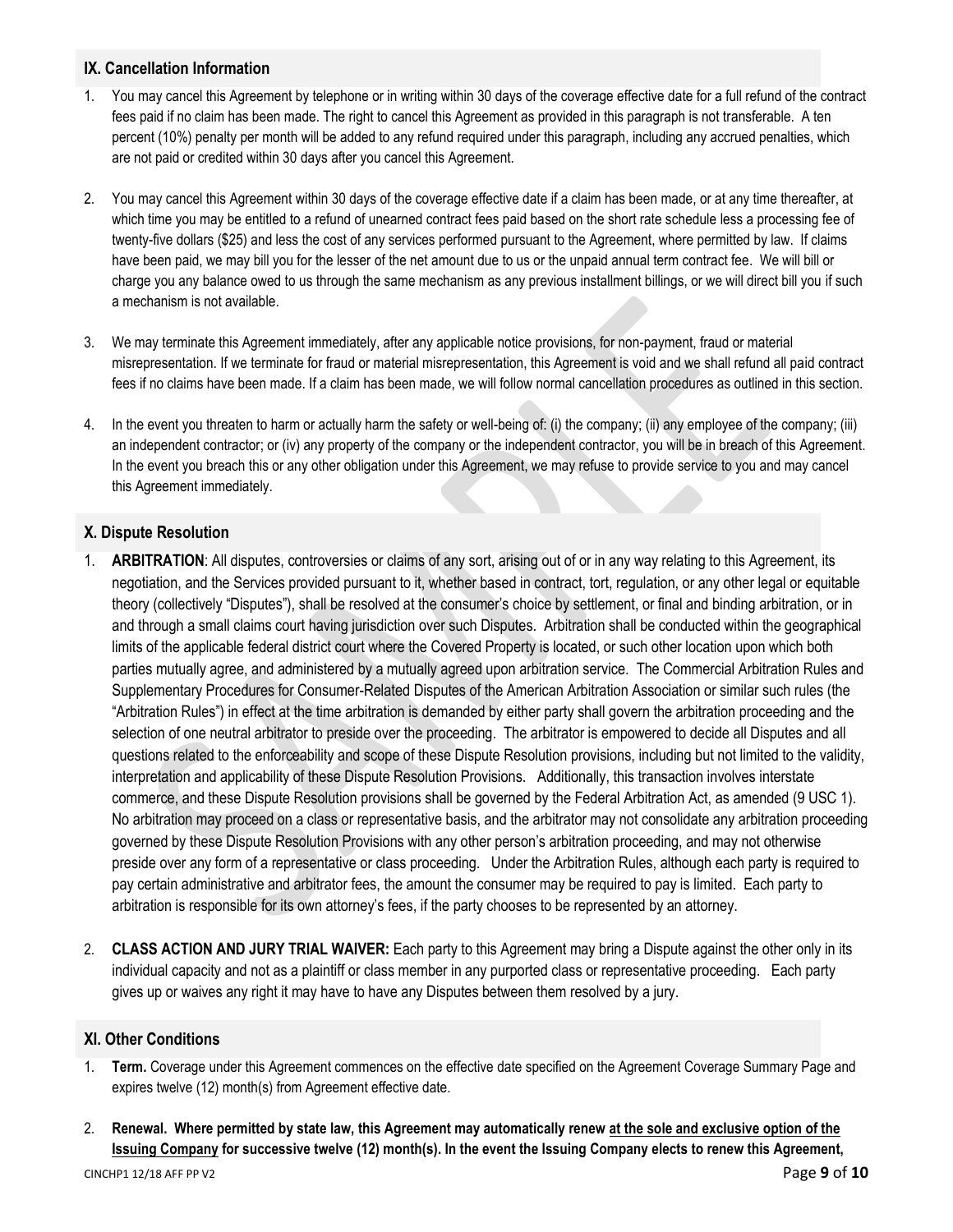## IX. Cancellation Information

1. You may cancel this Agreement by telephone or in writing within 30 days of the coverage effective date for a full refund of the contract fees paid if no claim has been made. The right to cancel this Agreement as provided in this paragraph is not transferable. A ten percent (10%) penalty per month will be added to any refund required under this paragraph, including any accrued penalties, which are not paid or credited within 30 days after you cancel this Agreement.

2. You may cancel this Agreement within 30 days of the coverage effective date if a claim has been made, or at any time thereafter, at which time you may be entitled to a refund of unearned contract fees paid based on the short rate schedule less a processing fee of twenty-five dollars ($25) and less the cost of any services performed pursuant to the Agreement, where permitted by law. If claims have been paid, we may bill you for the lesser of the net amount due to us or the unpaid annual term contract fee. We will bill or charge you any balance owed to us through the same mechanism as any previous installment billings, or we will direct bill you if such a mechanism is not available.

3. We may terminate this Agreement immediately, after any applicable notice provisions, for non-payment, fraud or material misrepresentation. If we terminate for fraud or material misrepresentation, this Agreement is void and we shall refund all paid contract fees if no claims have been made. If a claim has been made, we will follow normal cancellation procedures as outlined in this section.

4. In the event you threaten to harm or actually harm the safety or well-being of: (i) the company; (ii) any employee of the company; (iii) an independent contractor; or (iv) any property of the company or the independent contractor, you will be in breach of this Agreement. In the event you breach this or any other obligation under this Agreement, we may refuse to provide service to you and may cancel this Agreement immediately.

## X. Dispute Resolution

1. **ARBITRATION**: All disputes, controversies or claims of any sort, arising out of or in any way relating to this Agreement, its negotiation, and the Services provided pursuant to it, whether based in contract, tort, regulation, or any other legal or equitable theory (collectively "Disputes"), shall be resolved at the consumer's choice by settlement, or final and binding arbitration, or in and through a small claims court having jurisdiction over such Disputes. Arbitration shall be conducted within the geographical limits of the applicable federal district court where the Covered Property is located, or such other location upon which both parties mutually agree, and administered by a mutually agreed upon arbitration service. The Commercial Arbitration Rules and Supplementary Procedures for Consumer-Related Disputes of the American Arbitration Association or similar such rules (the "Arbitration Rules") in effect at the time arbitration is demanded by either party shall govern the arbitration proceeding and the selection of one neutral arbitrator to preside over the proceeding. The arbitrator is empowered to decide all Disputes and all questions related to the enforceability and scope of these Dispute Resolution provisions, including but not limited to the validity, interpretation and applicability of these Dispute Resolution Provisions. Additionally, this transaction involves interstate commerce, and these Dispute Resolution provisions shall be governed by the Federal Arbitration Act, as amended (9 USC 1). No arbitration may proceed on a class or representative basis, and the arbitrator may not consolidate any arbitration proceeding governed by these Dispute Resolution Provisions with any other person's arbitration proceeding, and may not otherwise preside over any form of a representative or class proceeding. Under the Arbitration Rules, although each party is required to pay certain administrative and arbitrator fees, the amount the consumer may be required to pay is limited. Each party to arbitration is responsible for its own attorney's fees, if the party chooses to be represented by an attorney.

2. **CLASS ACTION AND JURY TRIAL WAIVER:** Each party to this Agreement may bring a Dispute against the other only in its individual capacity and not as a plaintiff or class member in any purported class or representative proceeding. Each party gives up or waives any right it may have to have any Disputes between them resolved by a jury.

## XI. Other Conditions

1. **Term.** Coverage under this Agreement commences on the effective date specified on the Agreement Coverage Summary Page and expires twelve (12) month(s) from Agreement effective date.

2. **Renewal. Where permitted by state law, this Agreement may automatically renew <u>at the sole and exclusive option of the Issuing Company</u> for successive twelve (12) month(s). In the event the Issuing Company elects to renew this Agreement,**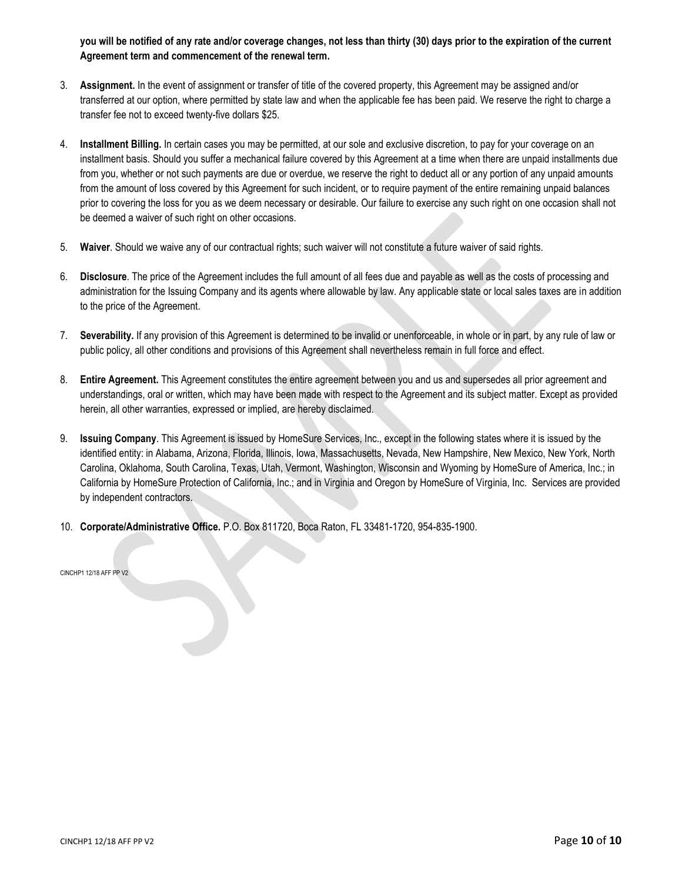**you will be notified of any rate and/or coverage changes, not less than thirty (30) days prior to the expiration of the current Agreement term and commencement of the renewal term.**

3. **Assignment.** In the event of assignment or transfer of title of the covered property, this Agreement may be assigned and/or transferred at our option, where permitted by state law and when the applicable fee has been paid. We reserve the right to charge a transfer fee not to exceed twenty-five dollars $25.

4. **Installment Billing.** In certain cases you may be permitted, at our sole and exclusive discretion, to pay for your coverage on an installment basis. Should you suffer a mechanical failure covered by this Agreement at a time when there are unpaid installments due from you, whether or not such payments are due or overdue, we reserve the right to deduct all or any portion of any unpaid amounts from the amount of loss covered by this Agreement for such incident, or to require payment of the entire remaining unpaid balances prior to covering the loss for you as we deem necessary or desirable. Our failure to exercise any such right on one occasion shall not be deemed a waiver of such right on other occasions.

5. **Waiver**. Should we waive any of our contractual rights; such waiver will not constitute a future waiver of said rights.

6. **Disclosure**. The price of the Agreement includes the full amount of all fees due and payable as well as the costs of processing and administration for the Issuing Company and its agents where allowable by law. Any applicable state or local sales taxes are in addition to the price of the Agreement.

7. **Severability.** If any provision of this Agreement is determined to be invalid or unenforceable, in whole or in part, by any rule of law or public policy, all other conditions and provisions of this Agreement shall nevertheless remain in full force and effect.

8. **Entire Agreement.** This Agreement constitutes the entire agreement between you and us and supersedes all prior agreement and understandings, oral or written, which may have been made with respect to the Agreement and its subject matter. Except as provided herein, all other warranties, expressed or implied, are hereby disclaimed.

9. **Issuing Company**. This Agreement is issued by HomeSure Services, Inc., except in the following states where it is issued by the identified entity: in Alabama, Arizona, Florida, Illinois, Iowa, Massachusetts, Nevada, New Hampshire, New Mexico, New York, North Carolina, Oklahoma, South Carolina, Texas, Utah, Vermont, Washington, Wisconsin and Wyoming by HomeSure of America, Inc.; in California by HomeSure Protection of California, Inc.; and in Virginia and Oregon by HomeSure of Virginia, Inc. Services are provided by independent contractors.

10. **Corporate/Administrative Office.** P.O. Box 811720, Boca Raton, FL 33481-1720, 954-835-1900.

CINCHP1 12/18 AFF PP V2